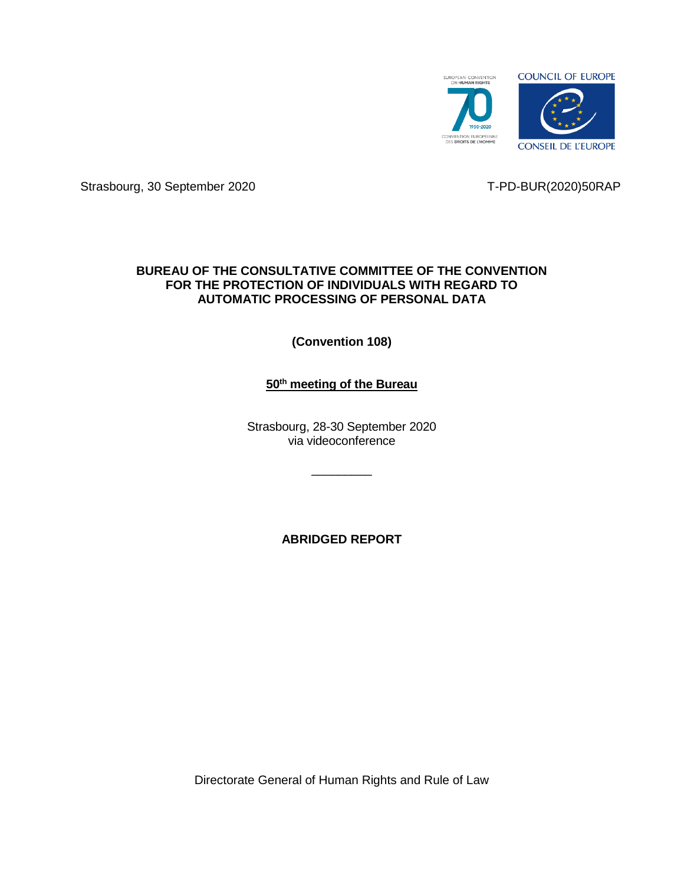COUNCIL OF EUROPE

CONSEIL DE L'EUROPE

Strasbourg, 30 September 2020

T-PD-BUR(2020)50RAP

# BUREAU OF THE CONSULTATIVE COMMITTEE OF THE CONVENTION FOR THE PROTECTION OF INDIVIDUALS WITH REGARD TO AUTOMATIC PROCESSING OF PERSONAL DATA

**(Convention 108)**

**50th meeting of the Bureau**

Strasbourg, 28-30 September 2020
via videoconference

---

**ABRIDGED REPORT**

Directorate General of Human Rights and Rule of Law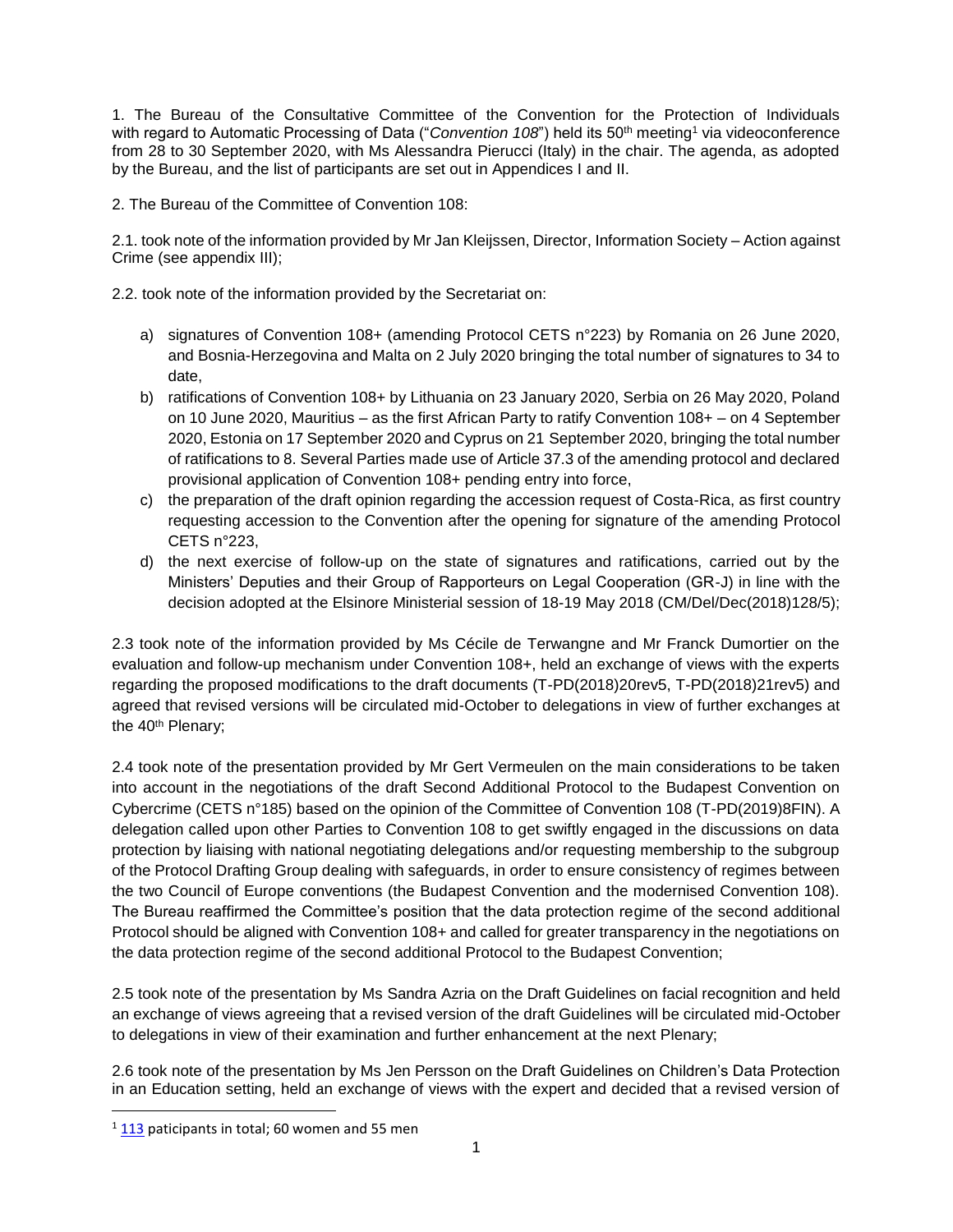1. The Bureau of the Consultative Committee of the Convention for the Protection of Individuals with regard to Automatic Processing of Data ("*Convention 108*") held its 50th meeting[1] via videoconference from 28 to 30 September 2020, with Ms Alessandra Pierucci (Italy) in the chair. The agenda, as adopted by the Bureau, and the list of participants are set out in Appendices I and II.

2. The Bureau of the Committee of Convention 108:

2.1. took note of the information provided by Mr Jan Kleijssen, Director, Information Society – Action against Crime (see appendix III);

2.2. took note of the information provided by the Secretariat on:

a) signatures of Convention 108+ (amending Protocol CETS n°223) by Romania on 26 June 2020, and Bosnia-Herzegovina and Malta on 2 July 2020 bringing the total number of signatures to 34 to date,
b) ratifications of Convention 108+ by Lithuania on 23 January 2020, Serbia on 26 May 2020, Poland on 10 June 2020, Mauritius – as the first African Party to ratify Convention 108+ – on 4 September 2020, Estonia on 17 September 2020 and Cyprus on 21 September 2020, bringing the total number of ratifications to 8. Several Parties made use of Article 37.3 of the amending protocol and declared provisional application of Convention 108+ pending entry into force,
c) the preparation of the draft opinion regarding the accession request of Costa-Rica, as first country requesting accession to the Convention after the opening for signature of the amending Protocol CETS n°223,
d) the next exercise of follow-up on the state of signatures and ratifications, carried out by the Ministers' Deputies and their Group of Rapporteurs on Legal Cooperation (GR-J) in line with the decision adopted at the Elsinore Ministerial session of 18-19 May 2018 (CM/Del/Dec(2018)128/5);

2.3 took note of the information provided by Ms Cécile de Terwangne and Mr Franck Dumortier on the evaluation and follow-up mechanism under Convention 108+, held an exchange of views with the experts regarding the proposed modifications to the draft documents (T-PD(2018)20rev5, T-PD(2018)21rev5) and agreed that revised versions will be circulated mid-October to delegations in view of further exchanges at the 40th Plenary;

2.4 took note of the presentation provided by Mr Gert Vermeulen on the main considerations to be taken into account in the negotiations of the draft Second Additional Protocol to the Budapest Convention on Cybercrime (CETS n°185) based on the opinion of the Committee of Convention 108 (T-PD(2019)8FIN). A delegation called upon other Parties to Convention 108 to get swiftly engaged in the discussions on data protection by liaising with national negotiating delegations and/or requesting membership to the subgroup of the Protocol Drafting Group dealing with safeguards, in order to ensure consistency of regimes between the two Council of Europe conventions (the Budapest Convention and the modernised Convention 108). The Bureau reaffirmed the Committee's position that the data protection regime of the second additional Protocol should be aligned with Convention 108+ and called for greater transparency in the negotiations on the data protection regime of the second additional Protocol to the Budapest Convention;

2.5 took note of the presentation by Ms Sandra Azria on the Draft Guidelines on facial recognition and held an exchange of views agreeing that a revised version of the draft Guidelines will be circulated mid-October to delegations in view of their examination and further enhancement at the next Plenary;

2.6 took note of the presentation by Ms Jen Persson on the Draft Guidelines on Children's Data Protection in an Education setting, held an exchange of views with the expert and decided that a revised version of

[1] 113 paticipants in total; 60 women and 55 men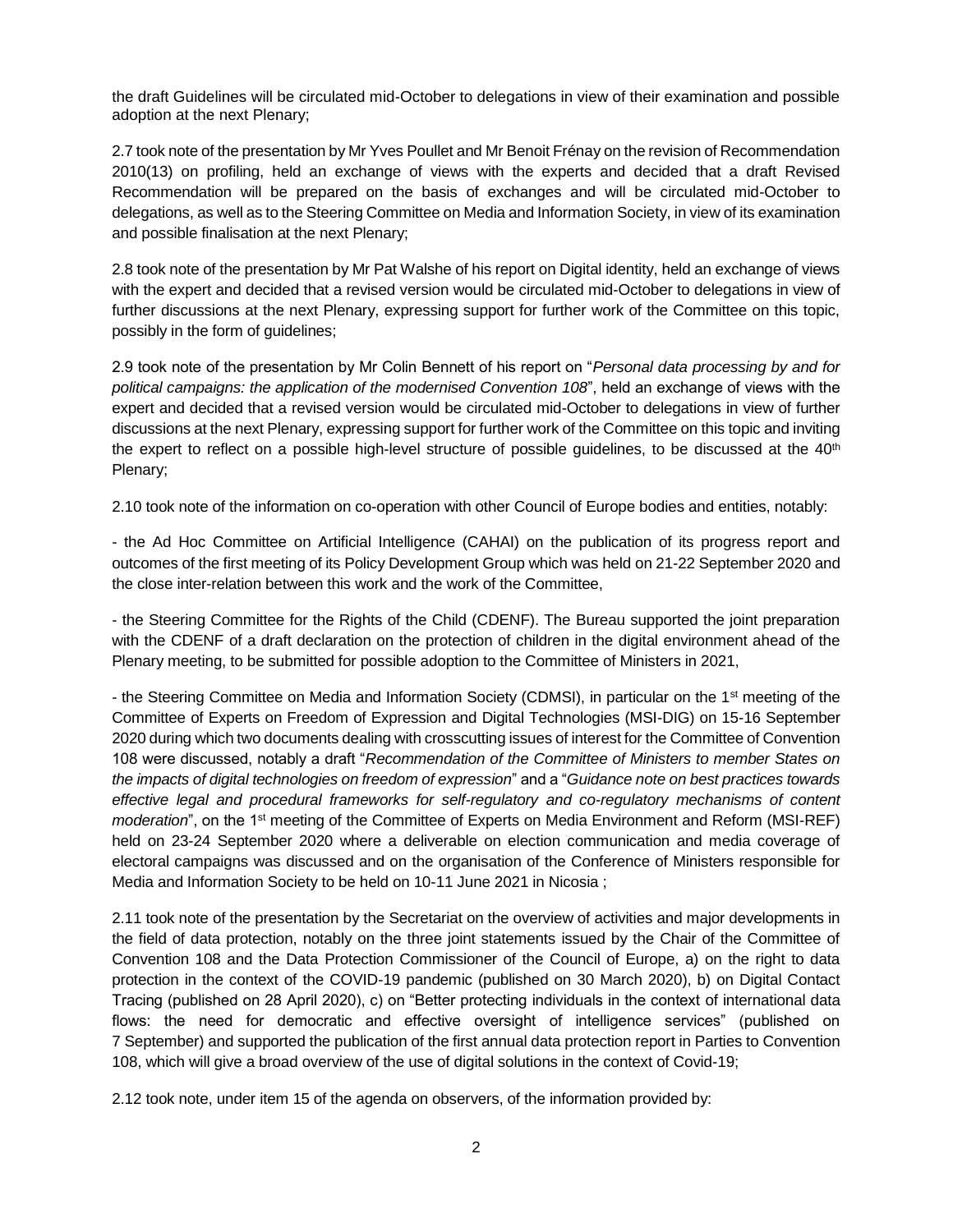the draft Guidelines will be circulated mid-October to delegations in view of their examination and possible adoption at the next Plenary;

2.7 took note of the presentation by Mr Yves Poullet and Mr Benoit Frénay on the revision of Recommendation 2010(13) on profiling, held an exchange of views with the experts and decided that a draft Revised Recommendation will be prepared on the basis of exchanges and will be circulated mid-October to delegations, as well as to the Steering Committee on Media and Information Society, in view of its examination and possible finalisation at the next Plenary;

2.8 took note of the presentation by Mr Pat Walshe of his report on Digital identity, held an exchange of views with the expert and decided that a revised version would be circulated mid-October to delegations in view of further discussions at the next Plenary, expressing support for further work of the Committee on this topic, possibly in the form of guidelines;

2.9 took note of the presentation by Mr Colin Bennett of his report on "*Personal data processing by and for political campaigns: the application of the modernised Convention 108*", held an exchange of views with the expert and decided that a revised version would be circulated mid-October to delegations in view of further discussions at the next Plenary, expressing support for further work of the Committee on this topic and inviting the expert to reflect on a possible high-level structure of possible guidelines, to be discussed at the 40th Plenary;

2.10 took note of the information on co-operation with other Council of Europe bodies and entities, notably:

- the Ad Hoc Committee on Artificial Intelligence (CAHAI) on the publication of its progress report and outcomes of the first meeting of its Policy Development Group which was held on 21-22 September 2020 and the close inter-relation between this work and the work of the Committee,

- the Steering Committee for the Rights of the Child (CDENF). The Bureau supported the joint preparation with the CDENF of a draft declaration on the protection of children in the digital environment ahead of the Plenary meeting, to be submitted for possible adoption to the Committee of Ministers in 2021,

- the Steering Committee on Media and Information Society (CDMSI), in particular on the 1st meeting of the Committee of Experts on Freedom of Expression and Digital Technologies (MSI-DIG) on 15-16 September 2020 during which two documents dealing with crosscutting issues of interest for the Committee of Convention 108 were discussed, notably a draft "*Recommendation of the Committee of Ministers to member States on the impacts of digital technologies on freedom of expression*" and a "*Guidance note on best practices towards effective legal and procedural frameworks for self-regulatory and co-regulatory mechanisms of content moderation*", on the 1st meeting of the Committee of Experts on Media Environment and Reform (MSI-REF) held on 23-24 September 2020 where a deliverable on election communication and media coverage of electoral campaigns was discussed and on the organisation of the Conference of Ministers responsible for Media and Information Society to be held on 10-11 June 2021 in Nicosia ;

2.11 took note of the presentation by the Secretariat on the overview of activities and major developments in the field of data protection, notably on the three joint statements issued by the Chair of the Committee of Convention 108 and the Data Protection Commissioner of the Council of Europe, a) on the right to data protection in the context of the COVID-19 pandemic (published on 30 March 2020), b) on Digital Contact Tracing (published on 28 April 2020), c) on "Better protecting individuals in the context of international data flows: the need for democratic and effective oversight of intelligence services" (published on 7 September) and supported the publication of the first annual data protection report in Parties to Convention 108, which will give a broad overview of the use of digital solutions in the context of Covid-19;

2.12 took note, under item 15 of the agenda on observers, of the information provided by: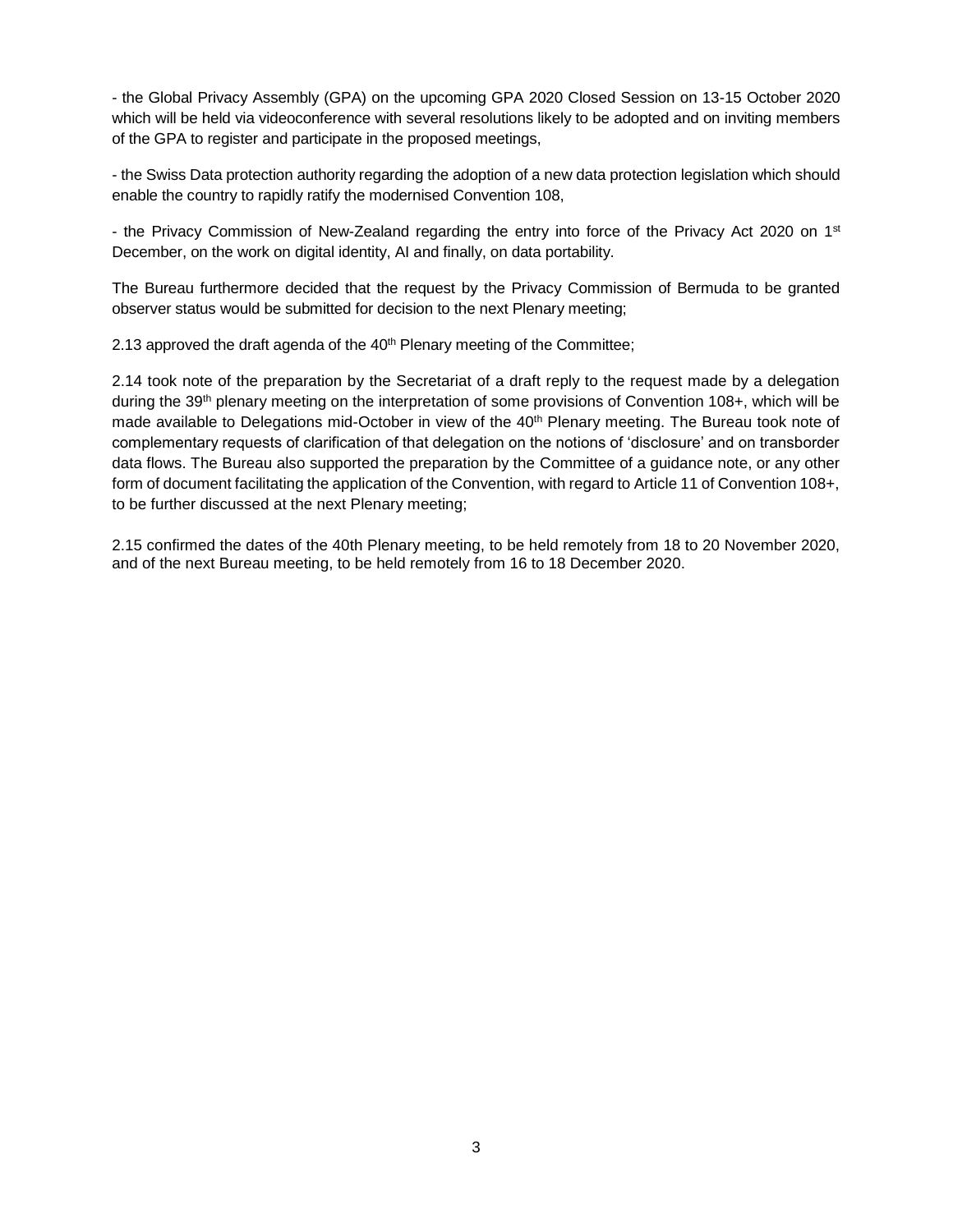- the Global Privacy Assembly (GPA) on the upcoming GPA 2020 Closed Session on 13-15 October 2020 which will be held via videoconference with several resolutions likely to be adopted and on inviting members of the GPA to register and participate in the proposed meetings,

- the Swiss Data protection authority regarding the adoption of a new data protection legislation which should enable the country to rapidly ratify the modernised Convention 108,

- the Privacy Commission of New-Zealand regarding the entry into force of the Privacy Act 2020 on 1st December, on the work on digital identity, AI and finally, on data portability.

The Bureau furthermore decided that the request by the Privacy Commission of Bermuda to be granted observer status would be submitted for decision to the next Plenary meeting;

2.13 approved the draft agenda of the 40th Plenary meeting of the Committee;

2.14 took note of the preparation by the Secretariat of a draft reply to the request made by a delegation during the 39th plenary meeting on the interpretation of some provisions of Convention 108+, which will be made available to Delegations mid-October in view of the 40th Plenary meeting. The Bureau took note of complementary requests of clarification of that delegation on the notions of 'disclosure' and on transborder data flows. The Bureau also supported the preparation by the Committee of a guidance note, or any other form of document facilitating the application of the Convention, with regard to Article 11 of Convention 108+, to be further discussed at the next Plenary meeting;

2.15 confirmed the dates of the 40th Plenary meeting, to be held remotely from 18 to 20 November 2020, and of the next Bureau meeting, to be held remotely from 16 to 18 December 2020.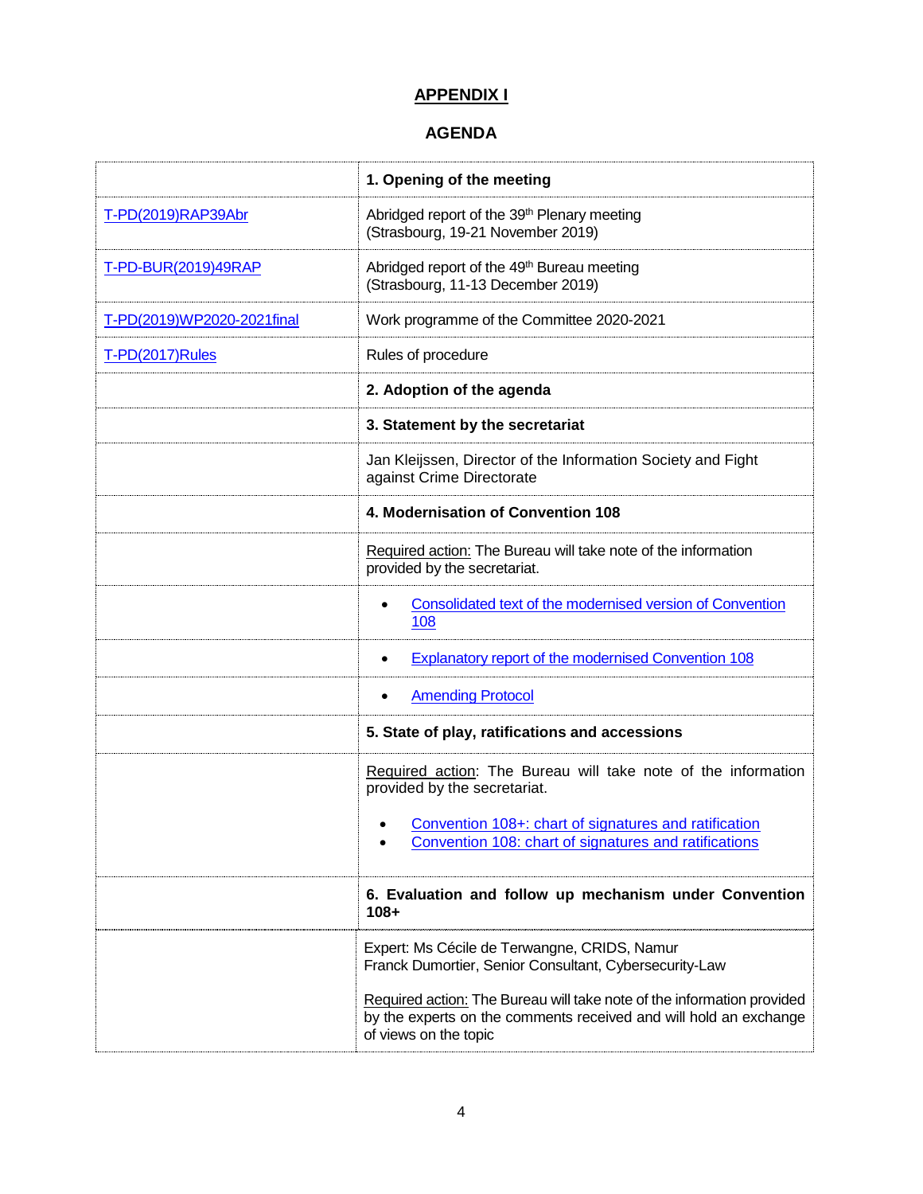# APPENDIX I

## AGENDA

| | 1. Opening of the meeting |
|---|---|
| T-PD(2019)RAP39Abr | Abridged report of the 39th Plenary meeting (Strasbourg, 19-21 November 2019) |
| T-PD-BUR(2019)49RAP | Abridged report of the 49th Bureau meeting (Strasbourg, 11-13 December 2019) |
| T-PD(2019)WP2020-2021final | Work programme of the Committee 2020-2021 |
| T-PD(2017)Rules | Rules of procedure |
| | **2. Adoption of the agenda** |
| | **3. Statement by the secretariat** |
| | Jan Kleijssen, Director of the Information Society and Fight against Crime Directorate |
| | **4. Modernisation of Convention 108** |
| | Required action: The Bureau will take note of the information provided by the secretariat. |
| | • Consolidated text of the modernised version of Convention 108 |
| | • Explanatory report of the modernised Convention 108 |
| | • Amending Protocol |
| | **5. State of play, ratifications and accessions** |
| | Required action: The Bureau will take note of the information provided by the secretariat.<br>• Convention 108+: chart of signatures and ratification<br>• Convention 108: chart of signatures and ratifications |
| | **6. Evaluation and follow up mechanism under Convention 108+** |
| | Expert: Ms Cécile de Terwangne, CRIDS, Namur<br>Franck Dumortier, Senior Consultant, Cybersecurity-Law<br><br>Required action: The Bureau will take note of the information provided by the experts on the comments received and will hold an exchange of views on the topic |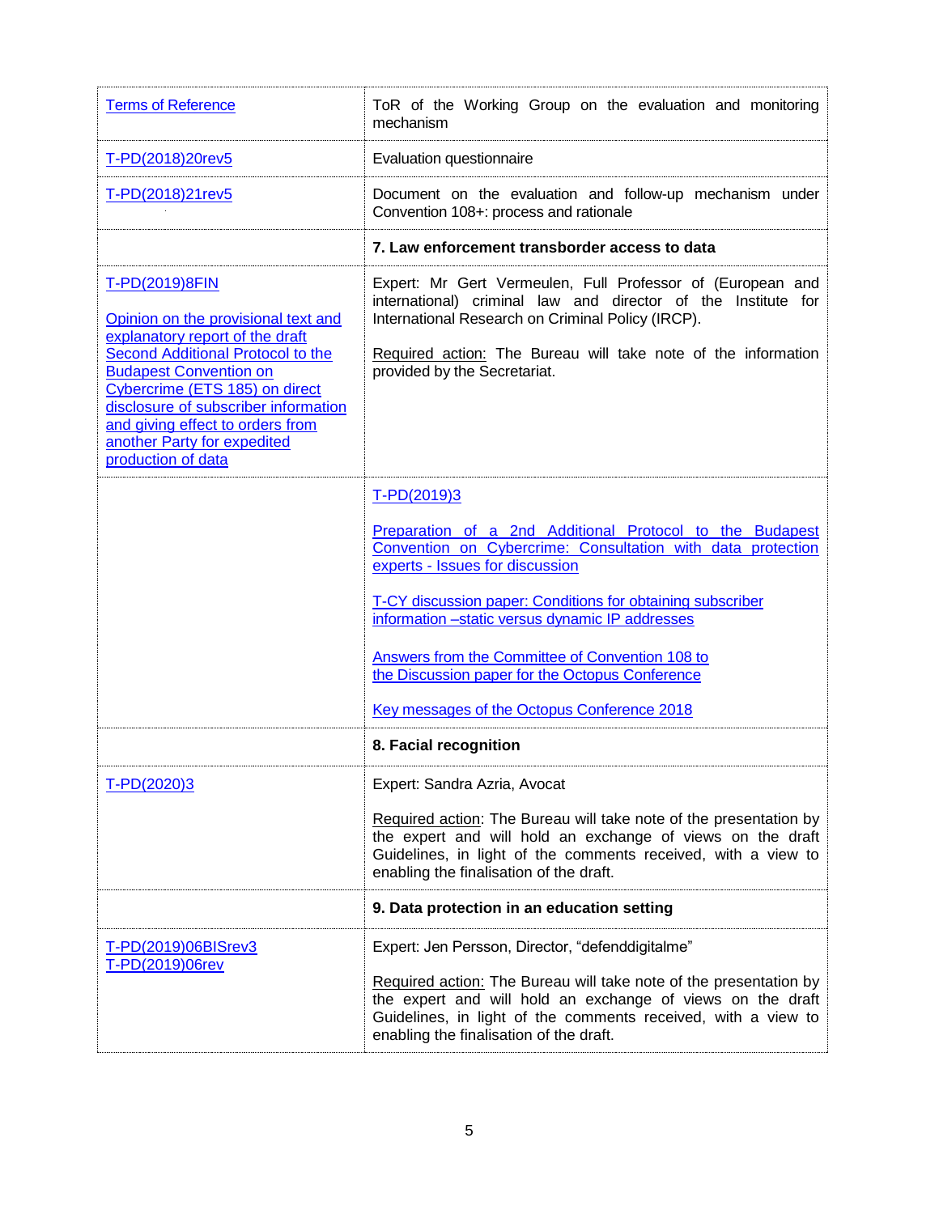| | |
|---|---|
| Terms of Reference | ToR of the Working Group on the evaluation and monitoring mechanism |
| T-PD(2018)20rev5 | Evaluation questionnaire |
| T-PD(2018)21rev5 | Document on the evaluation and follow-up mechanism under Convention 108+: process and rationale |
| | **7. Law enforcement transborder access to data** |
| T-PD(2019)8FIN<br><br>Opinion on the provisional text and explanatory report of the draft Second Additional Protocol to the Budapest Convention on Cybercrime (ETS 185) on direct disclosure of subscriber information and giving effect to orders from another Party for expedited production of data | Expert: Mr Gert Vermeulen, Full Professor of (European and international) criminal law and director of the Institute for International Research on Criminal Policy (IRCP).<br><br>Required action: The Bureau will take note of the information provided by the Secretariat. |
| | T-PD(2019)3<br><br>Preparation of a 2nd Additional Protocol to the Budapest Convention on Cybercrime: Consultation with data protection experts - Issues for discussion<br><br>T-CY discussion paper: Conditions for obtaining subscriber information –static versus dynamic IP addresses<br><br>Answers from the Committee of Convention 108 to the Discussion paper for the Octopus Conference<br><br>Key messages of the Octopus Conference 2018 |
| | **8. Facial recognition** |
| T-PD(2020)3 | Expert: Sandra Azria, Avocat<br><br>Required action: The Bureau will take note of the presentation by the expert and will hold an exchange of views on the draft Guidelines, in light of the comments received, with a view to enabling the finalisation of the draft. |
| | **9. Data protection in an education setting** |
| T-PD(2019)06BISrev3<br>T-PD(2019)06rev | Expert: Jen Persson, Director, "defenddigitalme"<br><br>Required action: The Bureau will take note of the presentation by the expert and will hold an exchange of views on the draft Guidelines, in light of the comments received, with a view to enabling the finalisation of the draft. |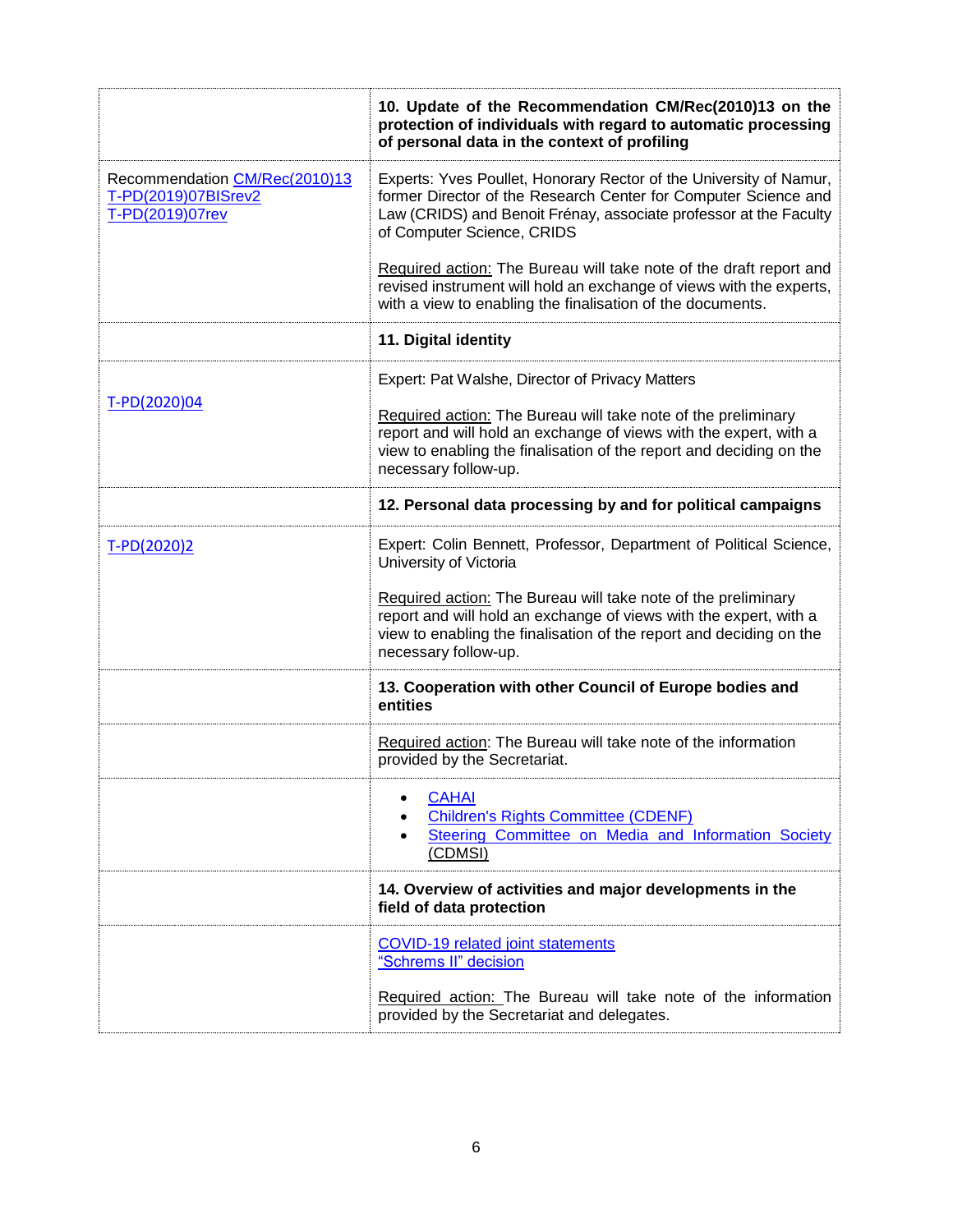| | **10. Update of the Recommendation CM/Rec(2010)13 on the protection of individuals with regard to automatic processing of personal data in the context of profiling** |
|---|---|
| Recommendation CM/Rec(2010)13<br>T-PD(2019)07BISrev2<br>T-PD(2019)07rev | Experts: Yves Poullet, Honorary Rector of the University of Namur, former Director of the Research Center for Computer Science and Law (CRIDS) and Benoit Frénay, associate professor at the Faculty of Computer Science, CRIDS<br><br>Required action: The Bureau will take note of the draft report and revised instrument will hold an exchange of views with the experts, with a view to enabling the finalisation of the documents. |
| | **11. Digital identity** |
| T-PD(2020)04 | Expert: Pat Walshe, Director of Privacy Matters<br><br>Required action: The Bureau will take note of the preliminary report and will hold an exchange of views with the expert, with a view to enabling the finalisation of the report and deciding on the necessary follow-up. |
| | **12. Personal data processing by and for political campaigns** |
| T-PD(2020)2 | Expert: Colin Bennett, Professor, Department of Political Science, University of Victoria<br><br>Required action: The Bureau will take note of the preliminary report and will hold an exchange of views with the expert, with a view to enabling the finalisation of the report and deciding on the necessary follow-up. |
| | **13. Cooperation with other Council of Europe bodies and entities** |
| | Required action: The Bureau will take note of the information provided by the Secretariat. |
| | • CAHAI<br>• Children's Rights Committee (CDENF)<br>• Steering Committee on Media and Information Society (CDMSI) |
| | **14. Overview of activities and major developments in the field of data protection** |
| | COVID-19 related joint statements<br>"Schrems II" decision<br><br>Required action: The Bureau will take note of the information provided by the Secretariat and delegates. |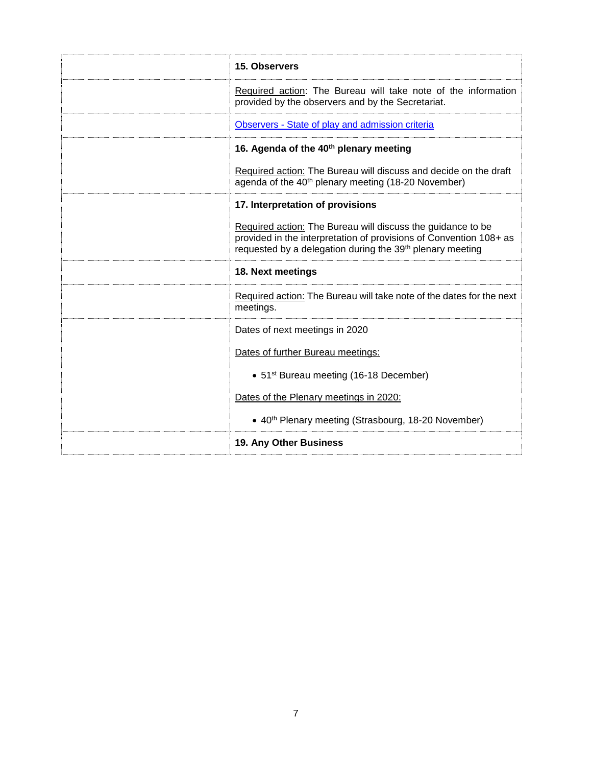| | |
|---|---|
| | **15. Observers** |
| | Required action: The Bureau will take note of the information provided by the observers and by the Secretariat. |
| | Observers - State of play and admission criteria |
| | **16. Agenda of the 40th plenary meeting**<br><br>Required action: The Bureau will discuss and decide on the draft agenda of the 40th plenary meeting (18-20 November) |
| | **17. Interpretation of provisions**<br><br>Required action: The Bureau will discuss the guidance to be provided in the interpretation of provisions of Convention 108+ as requested by a delegation during the 39th plenary meeting |
| | **18. Next meetings** |
| | Required action: The Bureau will take note of the dates for the next meetings. |
| | Dates of next meetings in 2020<br><br>Dates of further Bureau meetings:<br><br>• 51st Bureau meeting (16-18 December)<br><br>Dates of the Plenary meetings in 2020:<br><br>• 40th Plenary meeting (Strasbourg, 18-20 November) |
| | **19. Any Other Business** |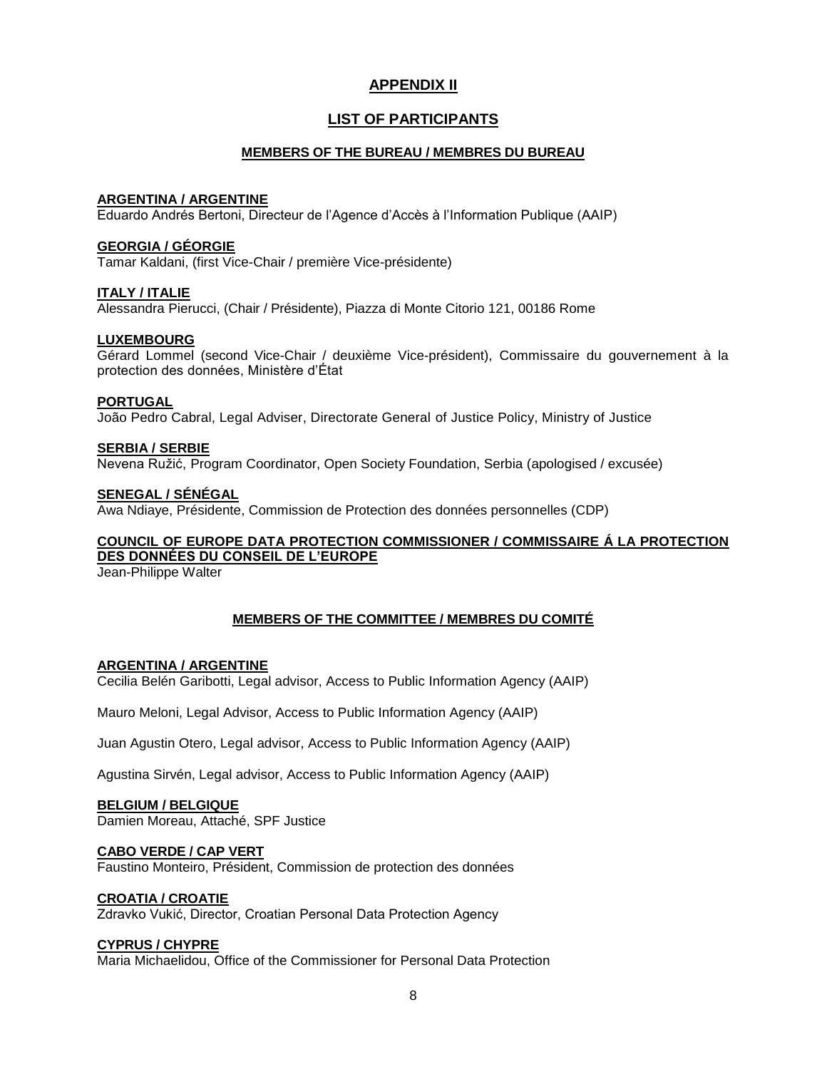# APPENDIX II

## LIST OF PARTICIPANTS

### MEMBERS OF THE BUREAU / MEMBRES DU BUREAU

**ARGENTINA / ARGENTINE**
Eduardo Andrés Bertoni, Directeur de l'Agence d'Accès à l'Information Publique (AAIP)

**GEORGIA / GÉORGIE**
Tamar Kaldani, (first Vice-Chair / première Vice-présidente)

**ITALY / ITALIE**
Alessandra Pierucci, (Chair / Présidente), Piazza di Monte Citorio 121, 00186 Rome

**LUXEMBOURG**
Gérard Lommel (second Vice-Chair / deuxième Vice-président), Commissaire du gouvernement à la protection des données, Ministère d'État

**PORTUGAL**
João Pedro Cabral, Legal Adviser, Directorate General of Justice Policy, Ministry of Justice

**SERBIA / SERBIE**
Nevena Ružić, Program Coordinator, Open Society Foundation, Serbia (apologised / excusée)

**SENEGAL / SÉNÉGAL**
Awa Ndiaye, Présidente, Commission de Protection des données personnelles (CDP)

**COUNCIL OF EUROPE DATA PROTECTION COMMISSIONER / COMMISSAIRE Á LA PROTECTION DES DONNÉES DU CONSEIL DE L'EUROPE**
Jean-Philippe Walter

### MEMBERS OF THE COMMITTEE / MEMBRES DU COMITÉ

**ARGENTINA / ARGENTINE**
Cecilia Belén Garibotti, Legal advisor, Access to Public Information Agency (AAIP)

Mauro Meloni, Legal Advisor, Access to Public Information Agency (AAIP)

Juan Agustin Otero, Legal advisor, Access to Public Information Agency (AAIP)

Agustina Sirvén, Legal advisor, Access to Public Information Agency (AAIP)

**BELGIUM / BELGIQUE**
Damien Moreau, Attaché, SPF Justice

**CABO VERDE / CAP VERT**
Faustino Monteiro, Président, Commission de protection des données

**CROATIA / CROATIE**
Zdravko Vukić, Director, Croatian Personal Data Protection Agency

**CYPRUS / CHYPRE**
Maria Michaelidou, Office of the Commissioner for Personal Data Protection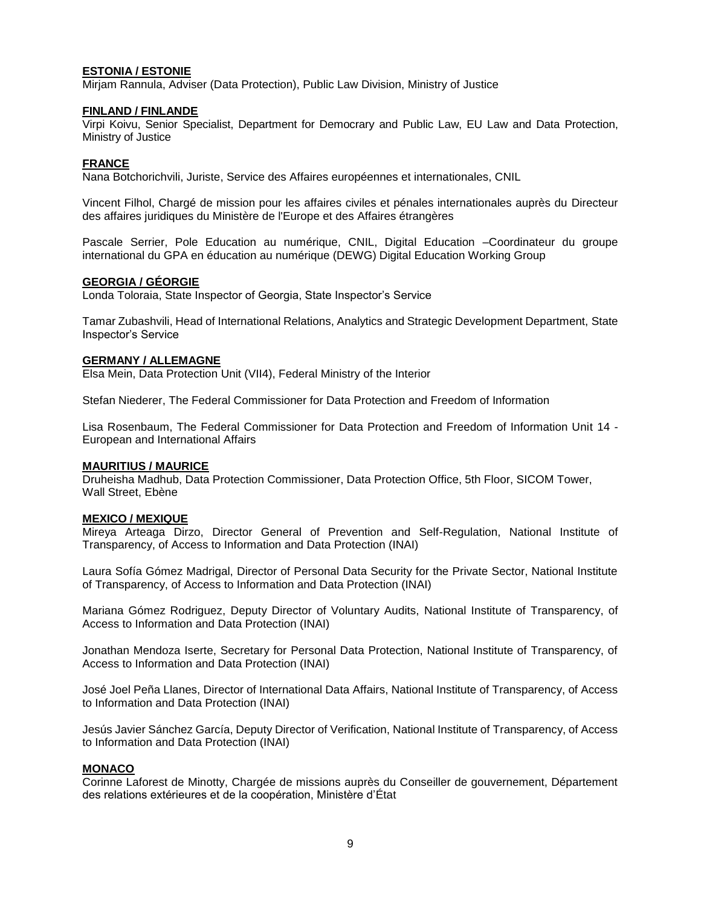**ESTONIA / ESTONIE**
Mirjam Rannula, Adviser (Data Protection), Public Law Division, Ministry of Justice

**FINLAND / FINLANDE**
Virpi Koivu, Senior Specialist, Department for Democrary and Public Law, EU Law and Data Protection, Ministry of Justice

**FRANCE**
Nana Botchorichvili, Juriste, Service des Affaires européennes et internationales, CNIL

Vincent Filhol, Chargé de mission pour les affaires civiles et pénales internationales auprès du Directeur des affaires juridiques du Ministère de l'Europe et des Affaires étrangères

Pascale Serrier, Pole Education au numérique, CNIL, Digital Education –Coordinateur du groupe international du GPA en éducation au numérique (DEWG) Digital Education Working Group

**GEORGIA / GÉORGIE**
Londa Toloraia, State Inspector of Georgia, State Inspector's Service

Tamar Zubashvili, Head of International Relations, Analytics and Strategic Development Department, State Inspector's Service

**GERMANY / ALLEMAGNE**
Elsa Mein, Data Protection Unit (VII4), Federal Ministry of the Interior

Stefan Niederer, The Federal Commissioner for Data Protection and Freedom of Information

Lisa Rosenbaum, The Federal Commissioner for Data Protection and Freedom of Information Unit 14 - European and International Affairs

**MAURITIUS / MAURICE**
Druheisha Madhub, Data Protection Commissioner, Data Protection Office, 5th Floor, SICOM Tower, Wall Street, Ebène

**MEXICO / MEXIQUE**
Mireya Arteaga Dirzo, Director General of Prevention and Self-Regulation, National Institute of Transparency, of Access to Information and Data Protection (INAI)

Laura Sofía Gómez Madrigal, Director of Personal Data Security for the Private Sector, National Institute of Transparency, of Access to Information and Data Protection (INAI)

Mariana Gómez Rodriguez, Deputy Director of Voluntary Audits, National Institute of Transparency, of Access to Information and Data Protection (INAI)

Jonathan Mendoza Iserte, Secretary for Personal Data Protection, National Institute of Transparency, of Access to Information and Data Protection (INAI)

José Joel Peña Llanes, Director of International Data Affairs, National Institute of Transparency, of Access to Information and Data Protection (INAI)

Jesús Javier Sánchez García, Deputy Director of Verification, National Institute of Transparency, of Access to Information and Data Protection (INAI)

**MONACO**
Corinne Laforest de Minotty, Chargée de missions auprès du Conseiller de gouvernement, Département des relations extérieures et de la coopération, Ministère d'État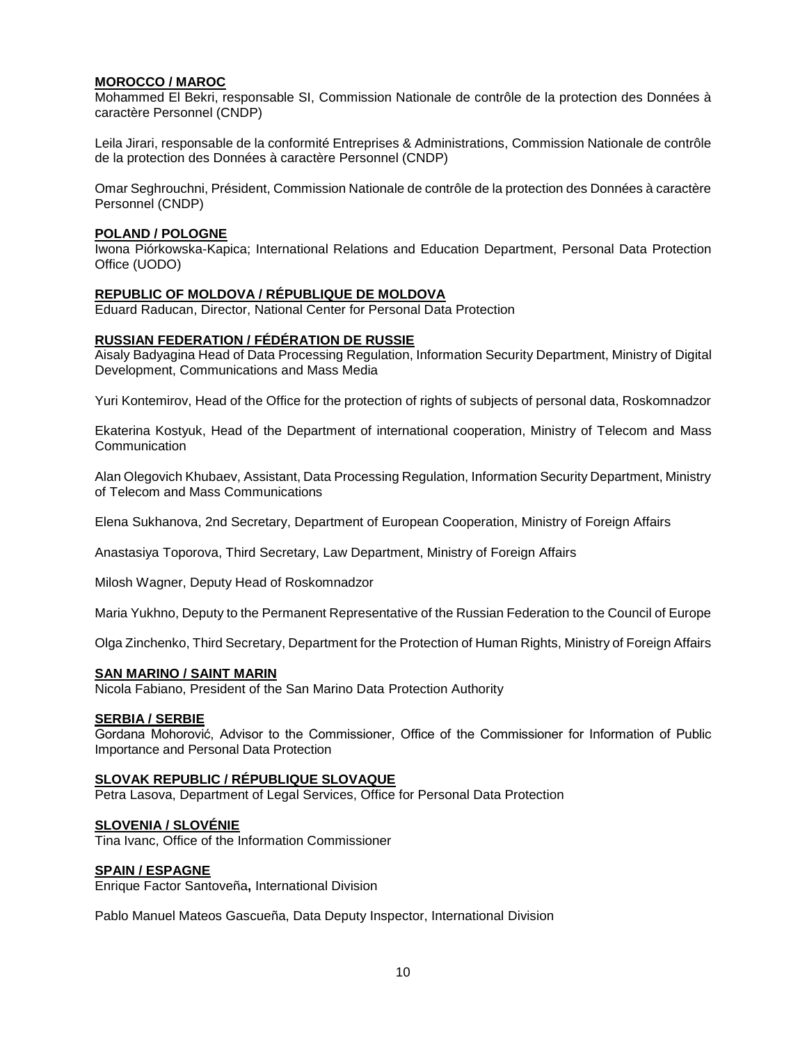**MOROCCO / MAROC**

Mohammed El Bekri, responsable SI, Commission Nationale de contrôle de la protection des Données à caractère Personnel (CNDP)

Leila Jirari, responsable de la conformité Entreprises & Administrations, Commission Nationale de contrôle de la protection des Données à caractère Personnel (CNDP)

Omar Seghrouchni, Président, Commission Nationale de contrôle de la protection des Données à caractère Personnel (CNDP)

**POLAND / POLOGNE**

Iwona Piórkowska-Kapica; International Relations and Education Department, Personal Data Protection Office (UODO)

**REPUBLIC OF MOLDOVA / RÉPUBLIQUE DE MOLDOVA**

Eduard Raducan, Director, National Center for Personal Data Protection

**RUSSIAN FEDERATION / FÉDÉRATION DE RUSSIE**

Aisaly Badyagina Head of Data Processing Regulation, Information Security Department, Ministry of Digital Development, Communications and Mass Media

Yuri Kontemirov, Head of the Office for the protection of rights of subjects of personal data, Roskomnadzor

Ekaterina Kostyuk, Head of the Department of international cooperation, Ministry of Telecom and Mass Communication

Alan Olegovich Khubaev, Assistant, Data Processing Regulation, Information Security Department, Ministry of Telecom and Mass Communications

Elena Sukhanova, 2nd Secretary, Department of European Cooperation, Ministry of Foreign Affairs

Anastasiya Toporova, Third Secretary, Law Department, Ministry of Foreign Affairs

Milosh Wagner, Deputy Head of Roskomnadzor

Maria Yukhno, Deputy to the Permanent Representative of the Russian Federation to the Council of Europe

Olga Zinchenko, Third Secretary, Department for the Protection of Human Rights, Ministry of Foreign Affairs

**SAN MARINO / SAINT MARIN**

Nicola Fabiano, President of the San Marino Data Protection Authority

**SERBIA / SERBIE**

Gordana Mohorović, Advisor to the Commissioner, Office of the Commissioner for Information of Public Importance and Personal Data Protection

**SLOVAK REPUBLIC / RÉPUBLIQUE SLOVAQUE**

Petra Lasova, Department of Legal Services, Office for Personal Data Protection

**SLOVENIA / SLOVÉNIE**

Tina Ivanc, Office of the Information Commissioner

**SPAIN / ESPAGNE**

Enrique Factor Santoveña**,** International Division

Pablo Manuel Mateos Gascueña, Data Deputy Inspector, International Division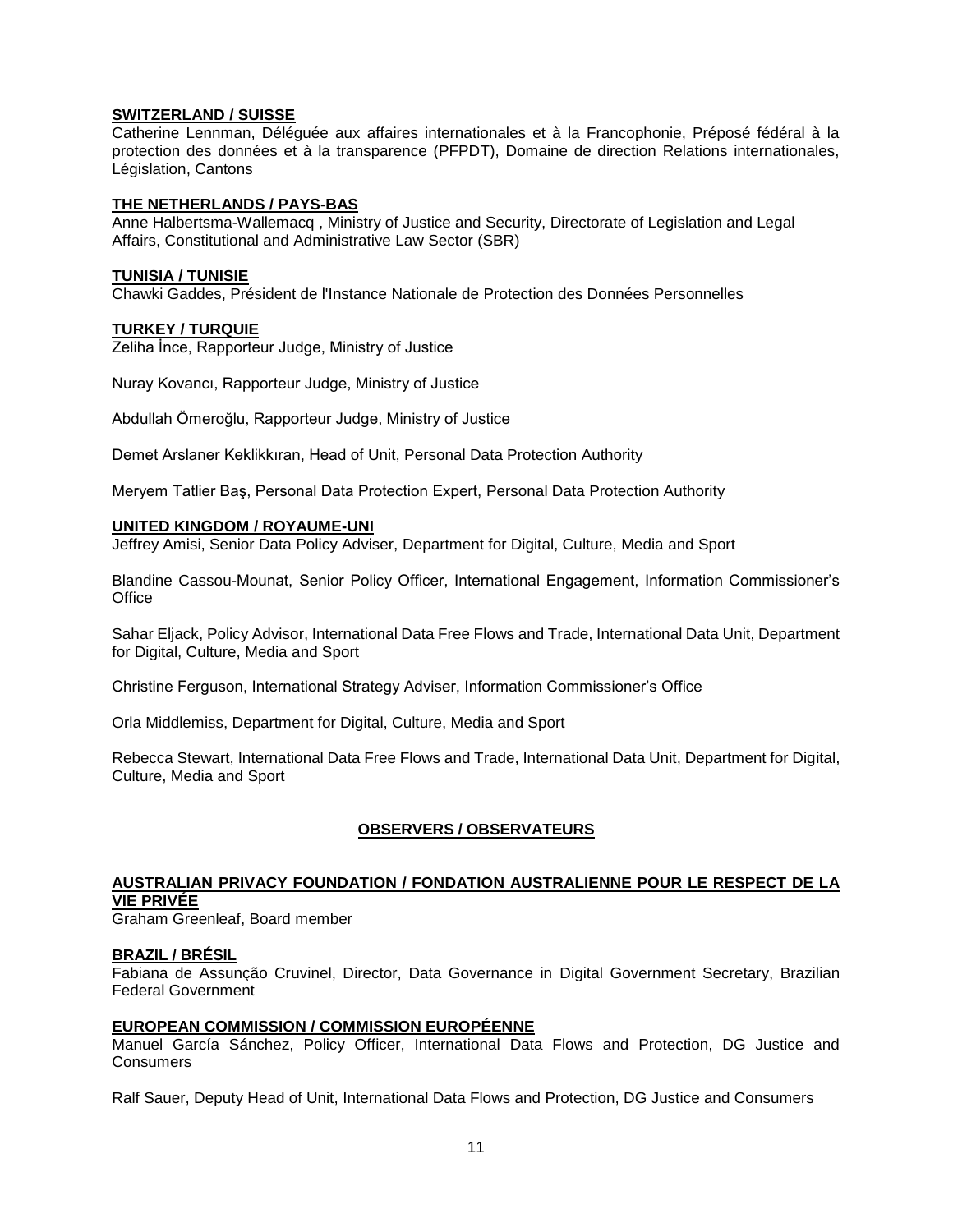**SWITZERLAND / SUISSE**

Catherine Lennman, Déléguée aux affaires internationales et à la Francophonie, Préposé fédéral à la protection des données et à la transparence (PFPDT), Domaine de direction Relations internationales, Législation, Cantons

**THE NETHERLANDS / PAYS-BAS**

Anne Halbertsma-Wallemacq , Ministry of Justice and Security, Directorate of Legislation and Legal Affairs, Constitutional and Administrative Law Sector (SBR)

**TUNISIA / TUNISIE**

Chawki Gaddes, Président de l'Instance Nationale de Protection des Données Personnelles

**TURKEY / TURQUIE**

Zeliha İnce, Rapporteur Judge, Ministry of Justice

Nuray Kovancı, Rapporteur Judge, Ministry of Justice

Abdullah Ömeroğlu, Rapporteur Judge, Ministry of Justice

Demet Arslaner Keklikkıran, Head of Unit, Personal Data Protection Authority

Meryem Tatlier Baş, Personal Data Protection Expert, Personal Data Protection Authority

**UNITED KINGDOM / ROYAUME-UNI**

Jeffrey Amisi, Senior Data Policy Adviser, Department for Digital, Culture, Media and Sport

Blandine Cassou-Mounat, Senior Policy Officer, International Engagement, Information Commissioner's Office

Sahar Eljack, Policy Advisor, International Data Free Flows and Trade, International Data Unit, Department for Digital, Culture, Media and Sport

Christine Ferguson, International Strategy Adviser, Information Commissioner's Office

Orla Middlemiss, Department for Digital, Culture, Media and Sport

Rebecca Stewart, International Data Free Flows and Trade, International Data Unit, Department for Digital, Culture, Media and Sport

## OBSERVERS / OBSERVATEURS

**AUSTRALIAN PRIVACY FOUNDATION / FONDATION AUSTRALIENNE POUR LE RESPECT DE LA VIE PRIVÉE**

Graham Greenleaf, Board member

**BRAZIL / BRÉSIL**

Fabiana de Assunção Cruvinel, Director, Data Governance in Digital Government Secretary, Brazilian Federal Government

**EUROPEAN COMMISSION / COMMISSION EUROPÉENNE**

Manuel García Sánchez, Policy Officer, International Data Flows and Protection, DG Justice and Consumers

Ralf Sauer, Deputy Head of Unit, International Data Flows and Protection, DG Justice and Consumers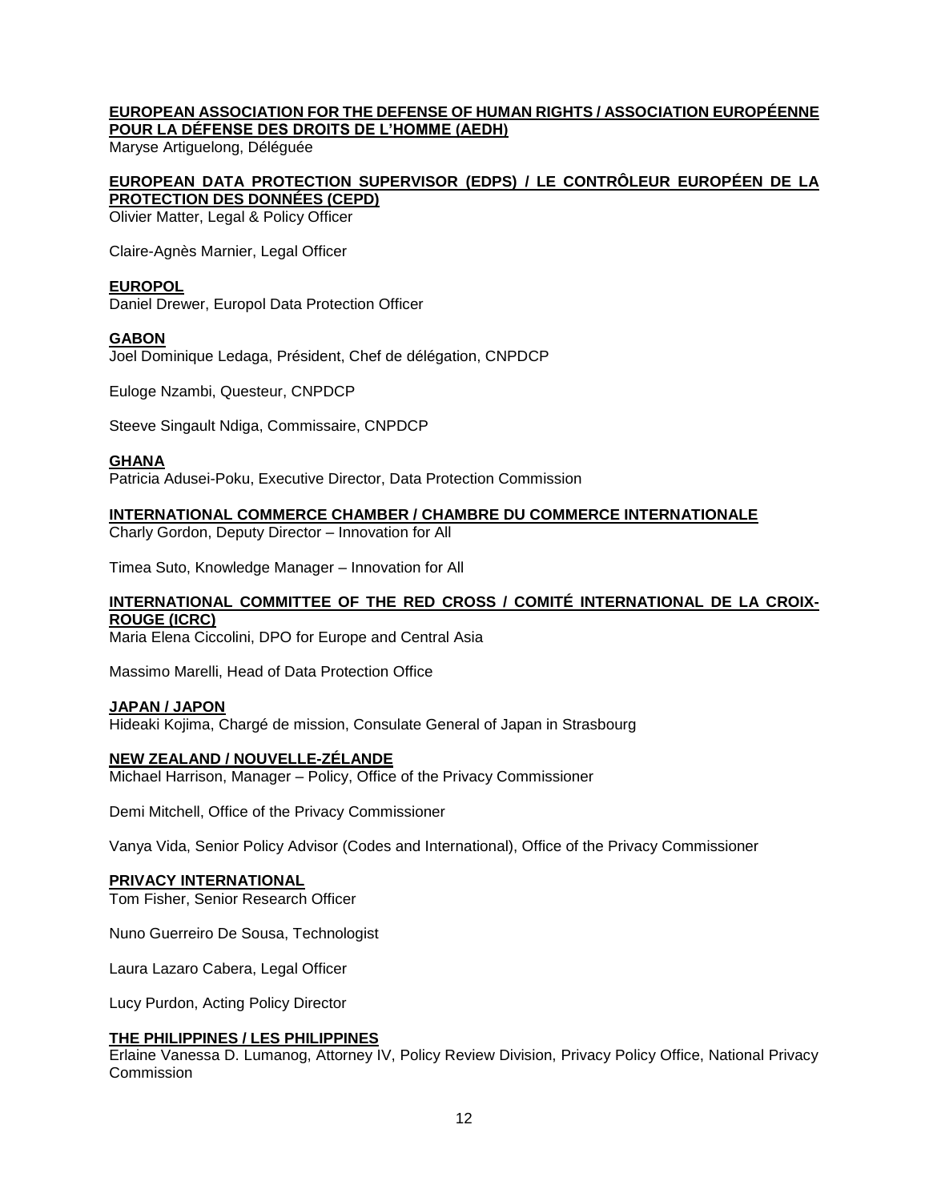**EUROPEAN ASSOCIATION FOR THE DEFENSE OF HUMAN RIGHTS / ASSOCIATION EUROPÉENNE POUR LA DÉFENSE DES DROITS DE L'HOMME (AEDH)**

Maryse Artiguelong, Déléguée

**EUROPEAN DATA PROTECTION SUPERVISOR (EDPS) / LE CONTRÔLEUR EUROPÉEN DE LA PROTECTION DES DONNÉES (CEPD)**

Olivier Matter, Legal & Policy Officer

Claire-Agnès Marnier, Legal Officer

**EUROPOL**

Daniel Drewer, Europol Data Protection Officer

**GABON**

Joel Dominique Ledaga, Président, Chef de délégation, CNPDCP

Euloge Nzambi, Questeur, CNPDCP

Steeve Singault Ndiga, Commissaire, CNPDCP

**GHANA**

Patricia Adusei-Poku, Executive Director, Data Protection Commission

**INTERNATIONAL COMMERCE CHAMBER / CHAMBRE DU COMMERCE INTERNATIONALE**

Charly Gordon, Deputy Director – Innovation for All

Timea Suto, Knowledge Manager – Innovation for All

**INTERNATIONAL COMMITTEE OF THE RED CROSS / COMITÉ INTERNATIONAL DE LA CROIX-ROUGE (ICRC)**

Maria Elena Ciccolini, DPO for Europe and Central Asia

Massimo Marelli, Head of Data Protection Office

**JAPAN / JAPON**

Hideaki Kojima, Chargé de mission, Consulate General of Japan in Strasbourg

**NEW ZEALAND / NOUVELLE-ZÉLANDE**

Michael Harrison, Manager – Policy, Office of the Privacy Commissioner

Demi Mitchell, Office of the Privacy Commissioner

Vanya Vida, Senior Policy Advisor (Codes and International), Office of the Privacy Commissioner

**PRIVACY INTERNATIONAL**

Tom Fisher, Senior Research Officer

Nuno Guerreiro De Sousa, Technologist

Laura Lazaro Cabera, Legal Officer

Lucy Purdon, Acting Policy Director

**THE PHILIPPINES / LES PHILIPPINES**

Erlaine Vanessa D. Lumanog, Attorney IV, Policy Review Division, Privacy Policy Office, National Privacy Commission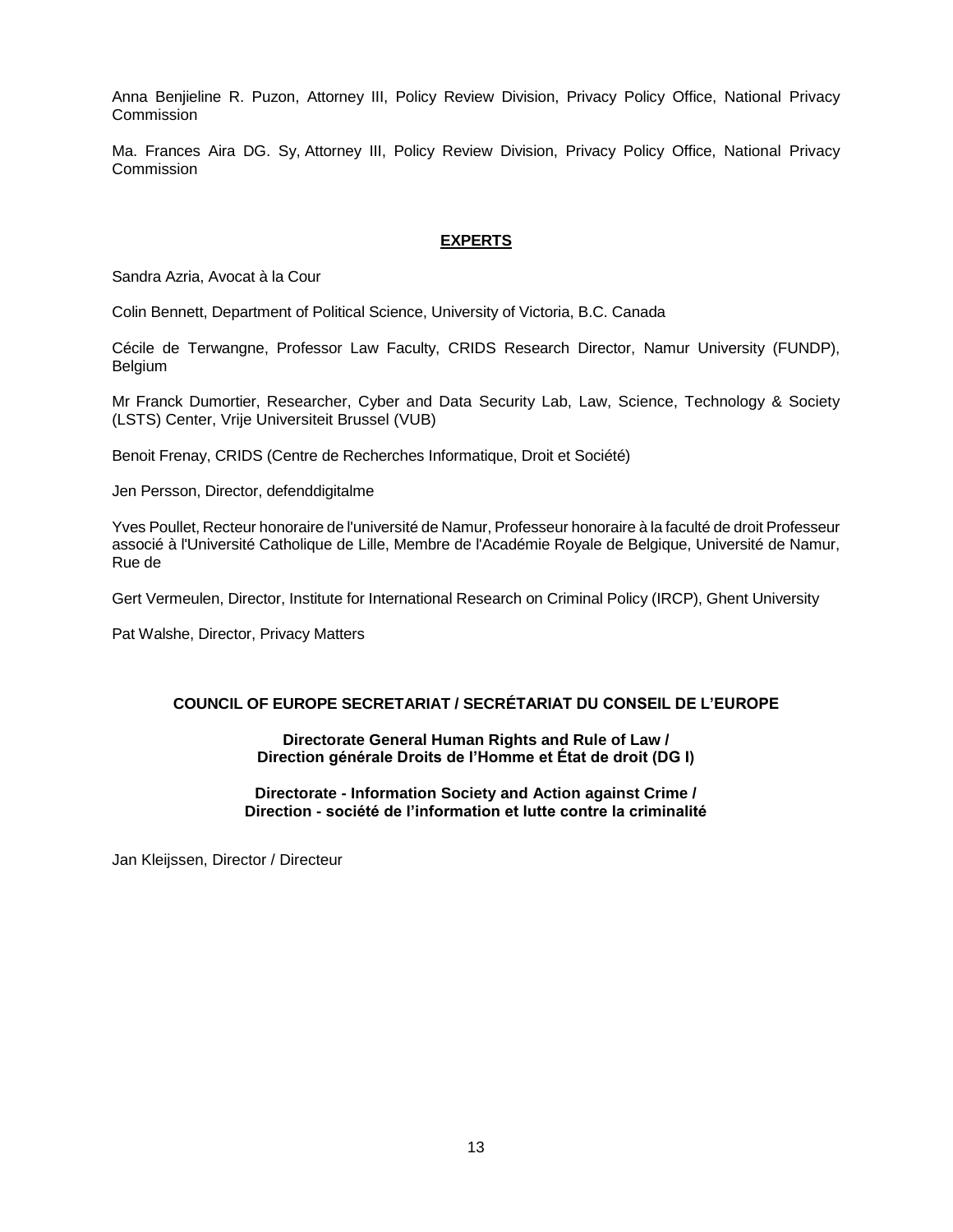Anna Benjieline R. Puzon, Attorney III, Policy Review Division, Privacy Policy Office, National Privacy Commission

Ma. Frances Aira DG. Sy, Attorney III, Policy Review Division, Privacy Policy Office, National Privacy Commission

## **EXPERTS**

Sandra Azria, Avocat à la Cour

Colin Bennett, Department of Political Science, University of Victoria, B.C. Canada

Cécile de Terwangne, Professor Law Faculty, CRIDS Research Director, Namur University (FUNDP), Belgium

Mr Franck Dumortier, Researcher, Cyber and Data Security Lab, Law, Science, Technology & Society (LSTS) Center, Vrije Universiteit Brussel (VUB)

Benoit Frenay, CRIDS (Centre de Recherches Informatique, Droit et Société)

Jen Persson, Director, defenddigitalme

Yves Poullet, Recteur honoraire de l'université de Namur, Professeur honoraire à la faculté de droit Professeur associé à l'Université Catholique de Lille, Membre de l'Académie Royale de Belgique, Université de Namur, Rue de

Gert Vermeulen, Director, Institute for International Research on Criminal Policy (IRCP), Ghent University

Pat Walshe, Director, Privacy Matters

## **COUNCIL OF EUROPE SECRETARIAT / SECRÉTARIAT DU CONSEIL DE L'EUROPE**

### **Directorate General Human Rights and Rule of Law / Direction générale Droits de l'Homme et État de droit (DG I)**

### **Directorate - Information Society and Action against Crime / Direction - société de l'information et lutte contre la criminalité**

Jan Kleijssen, Director / Directeur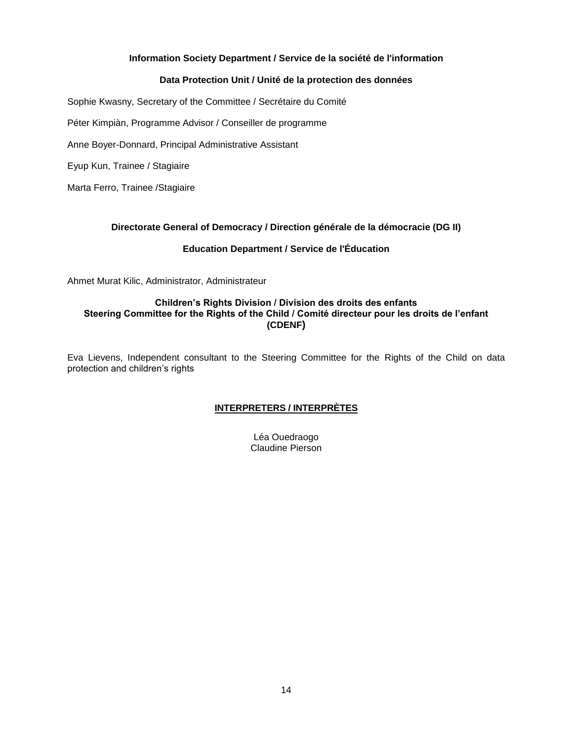**Information Society Department / Service de la société de l'information**

**Data Protection Unit / Unité de la protection des données**

Sophie Kwasny, Secretary of the Committee / Secrétaire du Comité

Péter Kimpiàn, Programme Advisor / Conseiller de programme

Anne Boyer-Donnard, Principal Administrative Assistant

Eyup Kun, Trainee / Stagiaire

Marta Ferro, Trainee /Stagiaire

**Directorate General of Democracy / Direction générale de la démocracie (DG II)**

**Education Department / Service de l'Éducation**

Ahmet Murat Kilic, Administrator, Administrateur

**Children's Rights Division / Division des droits des enfants**
**Steering Committee for the Rights of the Child / Comité directeur pour les droits de l'enfant (CDENF)**

Eva Lievens, Independent consultant to the Steering Committee for the Rights of the Child on data protection and children's rights

**INTERPRETERS / INTERPRÈTES**

Léa Ouedraogo
Claudine Pierson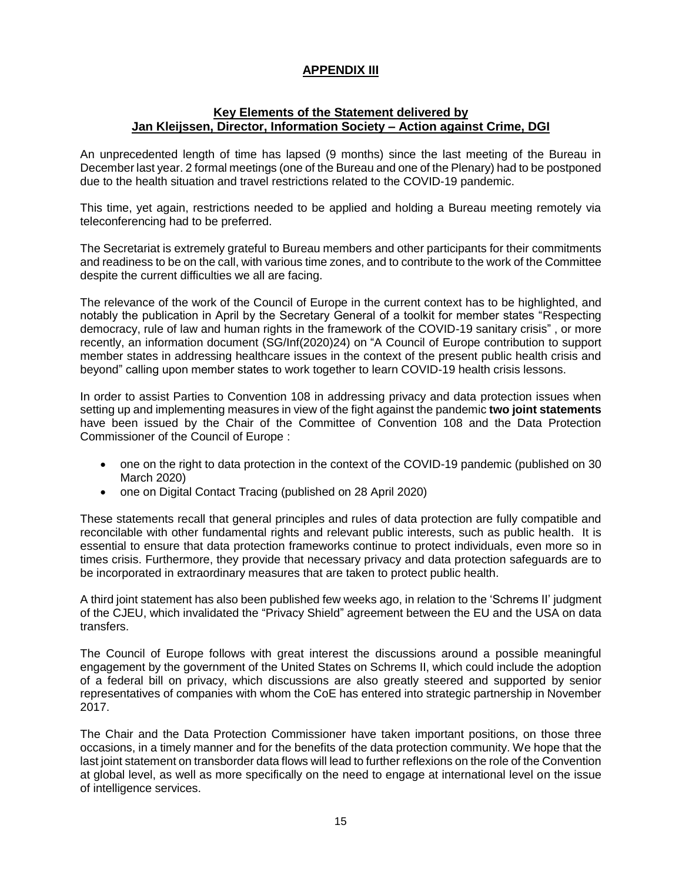## APPENDIX III

### Key Elements of the Statement delivered by Jan Kleijssen, Director, Information Society – Action against Crime, DGI

An unprecedented length of time has lapsed (9 months) since the last meeting of the Bureau in December last year. 2 formal meetings (one of the Bureau and one of the Plenary) had to be postponed due to the health situation and travel restrictions related to the COVID-19 pandemic.

This time, yet again, restrictions needed to be applied and holding a Bureau meeting remotely via teleconferencing had to be preferred.

The Secretariat is extremely grateful to Bureau members and other participants for their commitments and readiness to be on the call, with various time zones, and to contribute to the work of the Committee despite the current difficulties we all are facing.

The relevance of the work of the Council of Europe in the current context has to be highlighted, and notably the publication in April by the Secretary General of a toolkit for member states "Respecting democracy, rule of law and human rights in the framework of the COVID-19 sanitary crisis" , or more recently, an information document (SG/Inf(2020)24) on "A Council of Europe contribution to support member states in addressing healthcare issues in the context of the present public health crisis and beyond" calling upon member states to work together to learn COVID-19 health crisis lessons.

In order to assist Parties to Convention 108 in addressing privacy and data protection issues when setting up and implementing measures in view of the fight against the pandemic **two joint statements** have been issued by the Chair of the Committee of Convention 108 and the Data Protection Commissioner of the Council of Europe :

- one on the right to data protection in the context of the COVID-19 pandemic (published on 30 March 2020)
- one on Digital Contact Tracing (published on 28 April 2020)

These statements recall that general principles and rules of data protection are fully compatible and reconcilable with other fundamental rights and relevant public interests, such as public health. It is essential to ensure that data protection frameworks continue to protect individuals, even more so in times crisis. Furthermore, they provide that necessary privacy and data protection safeguards are to be incorporated in extraordinary measures that are taken to protect public health.

A third joint statement has also been published few weeks ago, in relation to the 'Schrems II' judgment of the CJEU, which invalidated the "Privacy Shield" agreement between the EU and the USA on data transfers.

The Council of Europe follows with great interest the discussions around a possible meaningful engagement by the government of the United States on Schrems II, which could include the adoption of a federal bill on privacy, which discussions are also greatly steered and supported by senior representatives of companies with whom the CoE has entered into strategic partnership in November 2017.

The Chair and the Data Protection Commissioner have taken important positions, on those three occasions, in a timely manner and for the benefits of the data protection community. We hope that the last joint statement on transborder data flows will lead to further reflexions on the role of the Convention at global level, as well as more specifically on the need to engage at international level on the issue of intelligence services.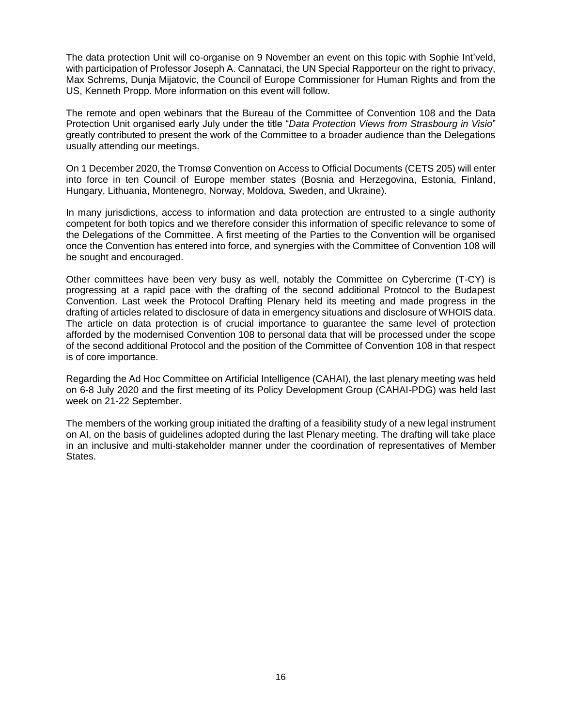The data protection Unit will co-organise on 9 November an event on this topic with Sophie Int'veld, with participation of Professor Joseph A. Cannataci, the UN Special Rapporteur on the right to privacy, Max Schrems, Dunja Mijatovic, the Council of Europe Commissioner for Human Rights and from the US, Kenneth Propp. More information on this event will follow.

The remote and open webinars that the Bureau of the Committee of Convention 108 and the Data Protection Unit organised early July under the title "*Data Protection Views from Strasbourg in Visio*" greatly contributed to present the work of the Committee to a broader audience than the Delegations usually attending our meetings.

On 1 December 2020, the Tromsø Convention on Access to Official Documents (CETS 205) will enter into force in ten Council of Europe member states (Bosnia and Herzegovina, Estonia, Finland, Hungary, Lithuania, Montenegro, Norway, Moldova, Sweden, and Ukraine).

In many jurisdictions, access to information and data protection are entrusted to a single authority competent for both topics and we therefore consider this information of specific relevance to some of the Delegations of the Committee. A first meeting of the Parties to the Convention will be organised once the Convention has entered into force, and synergies with the Committee of Convention 108 will be sought and encouraged.

Other committees have been very busy as well, notably the Committee on Cybercrime (T-CY) is progressing at a rapid pace with the drafting of the second additional Protocol to the Budapest Convention. Last week the Protocol Drafting Plenary held its meeting and made progress in the drafting of articles related to disclosure of data in emergency situations and disclosure of WHOIS data. The article on data protection is of crucial importance to guarantee the same level of protection afforded by the modernised Convention 108 to personal data that will be processed under the scope of the second additional Protocol and the position of the Committee of Convention 108 in that respect is of core importance.

Regarding the Ad Hoc Committee on Artificial Intelligence (CAHAI), the last plenary meeting was held on 6-8 July 2020 and the first meeting of its Policy Development Group (CAHAI-PDG) was held last week on 21-22 September.

The members of the working group initiated the drafting of a feasibility study of a new legal instrument on AI, on the basis of guidelines adopted during the last Plenary meeting. The drafting will take place in an inclusive and multi-stakeholder manner under the coordination of representatives of Member States.